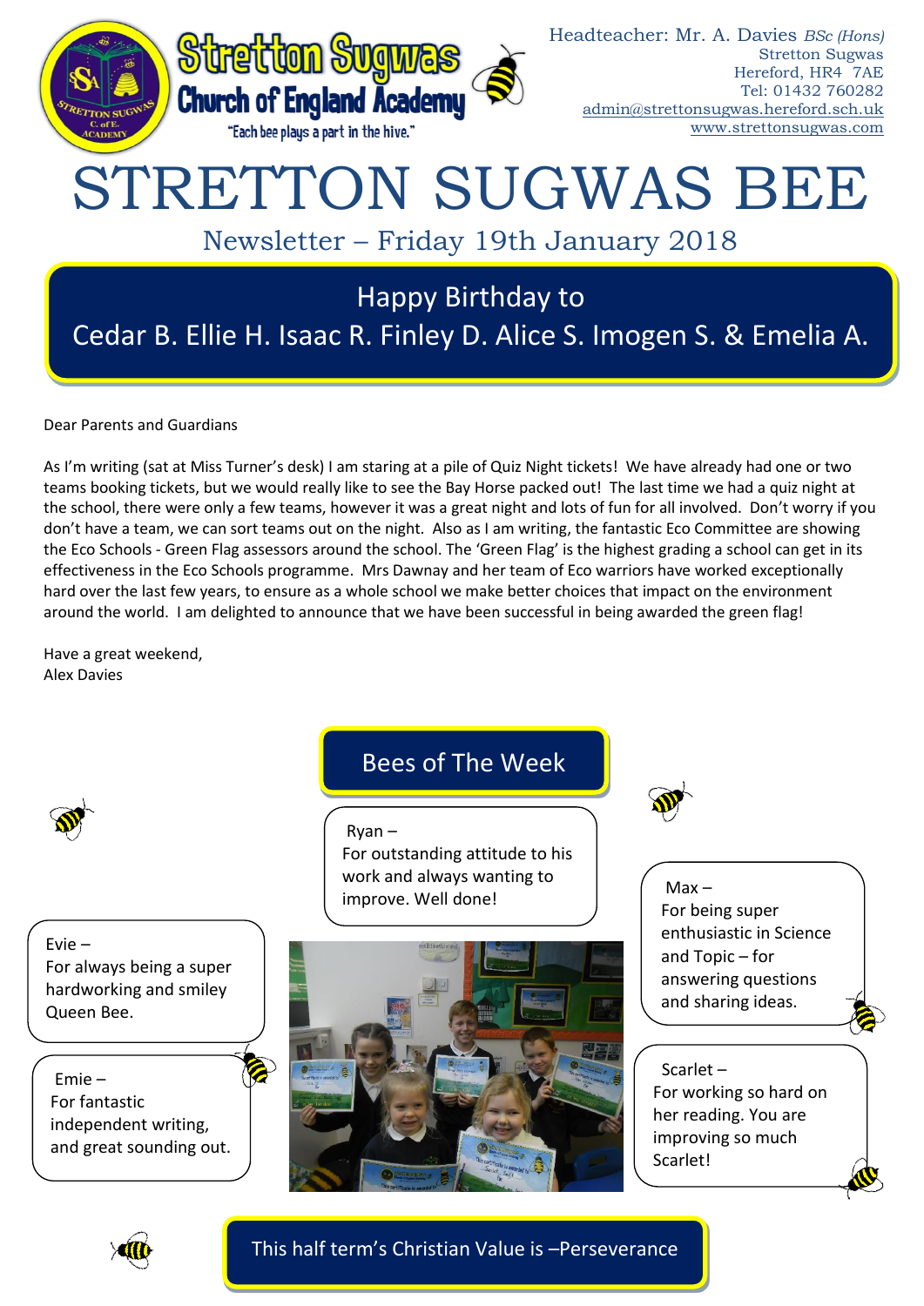**Stretton Sugwas Church of England Academy**

"Each bee plays a part in the hive."

Headteacher: Mr. A. Davies *BSc (Hons)*
Stretton Sugwas
Hereford, HR4 7AE
Tel: 01432 760282
admin@strettonsugwas.hereford.sch.uk
www.strettonsugwas.com

# STRETTON SUGWAS BEE

## Newsletter – Friday 19th January 2018

### Happy Birthday to
### Cedar B. Ellie H. Isaac R. Finley D. Alice S. Imogen S. & Emelia A.

Dear Parents and Guardians

As I'm writing (sat at Miss Turner's desk) I am staring at a pile of Quiz Night tickets! We have already had one or two teams booking tickets, but we would really like to see the Bay Horse packed out! The last time we had a quiz night at the school, there were only a few teams, however it was a great night and lots of fun for all involved. Don't worry if you don't have a team, we can sort teams out on the night. Also as I am writing, the fantastic Eco Committee are showing the Eco Schools - Green Flag assessors around the school. The 'Green Flag' is the highest grading a school can get in its effectiveness in the Eco Schools programme. Mrs Dawnay and her team of Eco warriors have worked exceptionally hard over the last few years, to ensure as a whole school we make better choices that impact on the environment around the world. I am delighted to announce that we have been successful in being awarded the green flag!

Have a great weekend,
Alex Davies

## Bees of The Week

Ryan –
For outstanding attitude to his work and always wanting to improve. Well done!

Evie –
For always being a super hardworking and smiley Queen Bee.

Emie –
For fantastic independent writing, and great sounding out.

Max –
For being super enthusiastic in Science and Topic – for answering questions and sharing ideas.

Scarlet –
For working so hard on her reading. You are improving so much Scarlet!

This half term's Christian Value is –Perseverance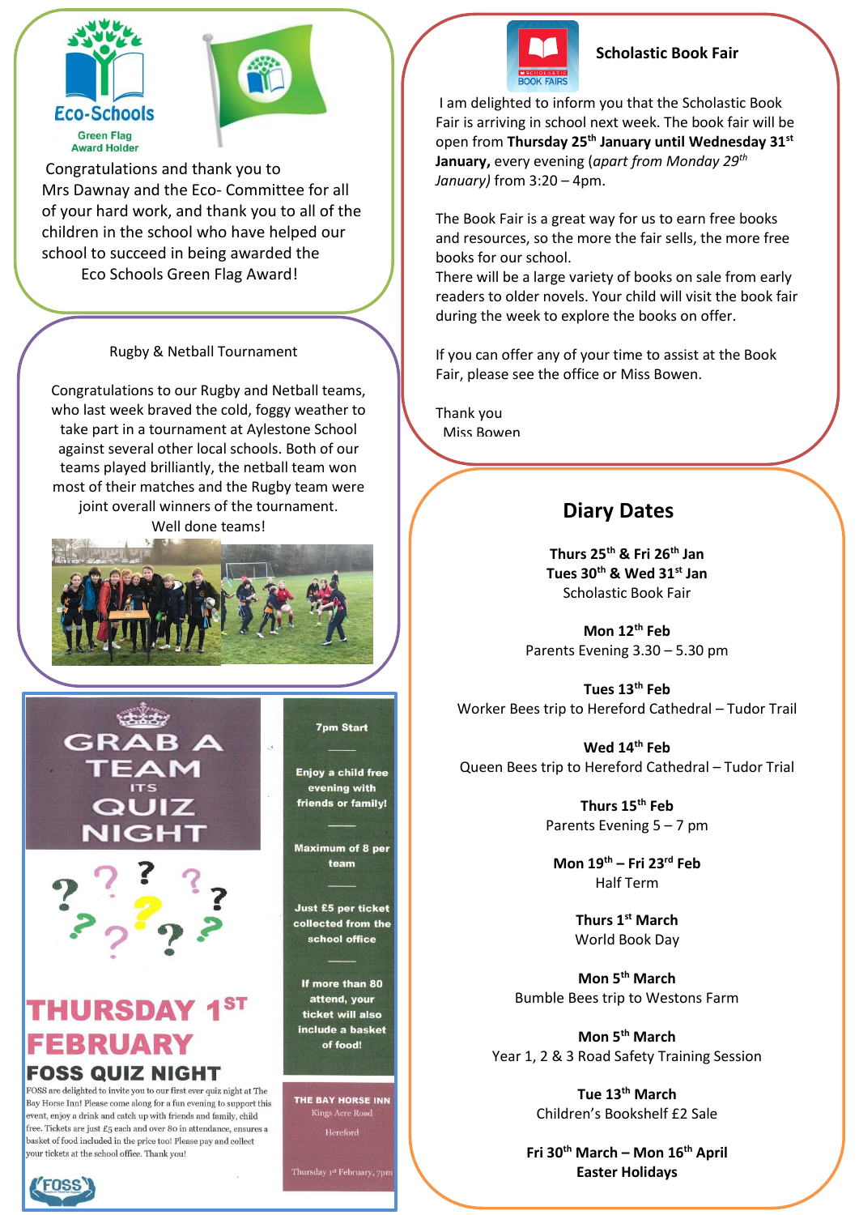Eco-Schools

Green Flag Award Holder

Congratulations and thank you to Mrs Dawnay and the Eco- Committee for all of your hard work, and thank you to all of the children in the school who have helped our school to succeed in being awarded the Eco Schools Green Flag Award!

## Rugby & Netball Tournament

Congratulations to our Rugby and Netball teams, who last week braved the cold, foggy weather to take part in a tournament at Aylestone School against several other local schools. Both of our teams played brilliantly, the netball team won most of their matches and the Rugby team were joint overall winners of the tournament.

Well done teams!

# GRAB A TEAM ITS QUIZ NIGHT

## THURSDAY 1ST FEBRUARY

### FOSS QUIZ NIGHT

FOSS are delighted to invite you to our first ever quiz night at The Bay Horse Inn! Please come along for a fun evening to support this event, enjoy a drink and catch up with friends and family, child free. Tickets are just £5 each and over 80 in attendance, ensures a basket of food included in the price too! Please pay and collect your tickets at the school office. Thank you!

**7pm Start**

**Enjoy a child free evening with friends or family!**

**Maximum of 8 per team**

**Just £5 per ticket collected from the school office**

**If more than 80 attend, your ticket will also include a basket of food!**

**THE BAY HORSE INN**
Kings Acre Road
Hereford

Thursday 1st February, 7pm

FOSS

## Scholastic Book Fair

I am delighted to inform you that the Scholastic Book Fair is arriving in school next week. The book fair will be open from **Thursday 25th January until Wednesday 31st January,** every evening (*apart from Monday 29th January)* from 3:20 – 4pm.

The Book Fair is a great way for us to earn free books and resources, so the more the fair sells, the more free books for our school.

There will be a large variety of books on sale from early readers to older novels. Your child will visit the book fair during the week to explore the books on offer.

If you can offer any of your time to assist at the Book Fair, please see the office or Miss Bowen.

Thank you

Miss Bowen

## Diary Dates

**Thurs 25th & Fri 26th Jan**
**Tues 30th & Wed 31st Jan**
Scholastic Book Fair

**Mon 12th Feb**
Parents Evening 3.30 – 5.30 pm

**Tues 13th Feb**
Worker Bees trip to Hereford Cathedral – Tudor Trail

**Wed 14th Feb**
Queen Bees trip to Hereford Cathedral – Tudor Trial

**Thurs 15th Feb**
Parents Evening 5 – 7 pm

**Mon 19th – Fri 23rd Feb**
Half Term

**Thurs 1st March**
World Book Day

**Mon 5th March**
Bumble Bees trip to Westons Farm

**Mon 5th March**
Year 1, 2 & 3 Road Safety Training Session

**Tue 13th March**
Children's Bookshelf £2 Sale

**Fri 30th March – Mon 16th April**
**Easter Holidays**